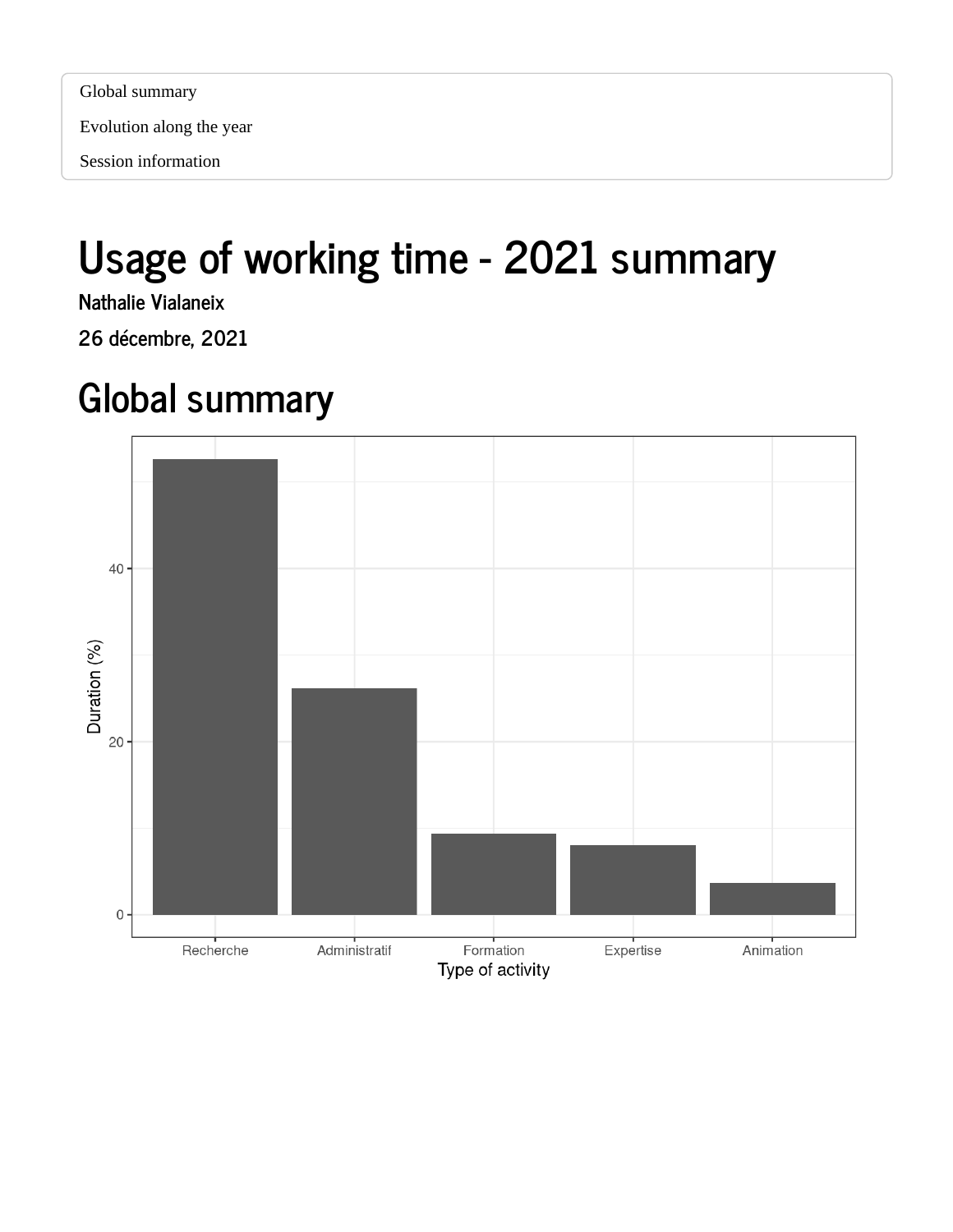- Global summary
- Evolution along the year
- Session information

# Usage of working time - 2021 summary

**Nathalie Vialaneix**

**26 décembre, 2021**

## Global summary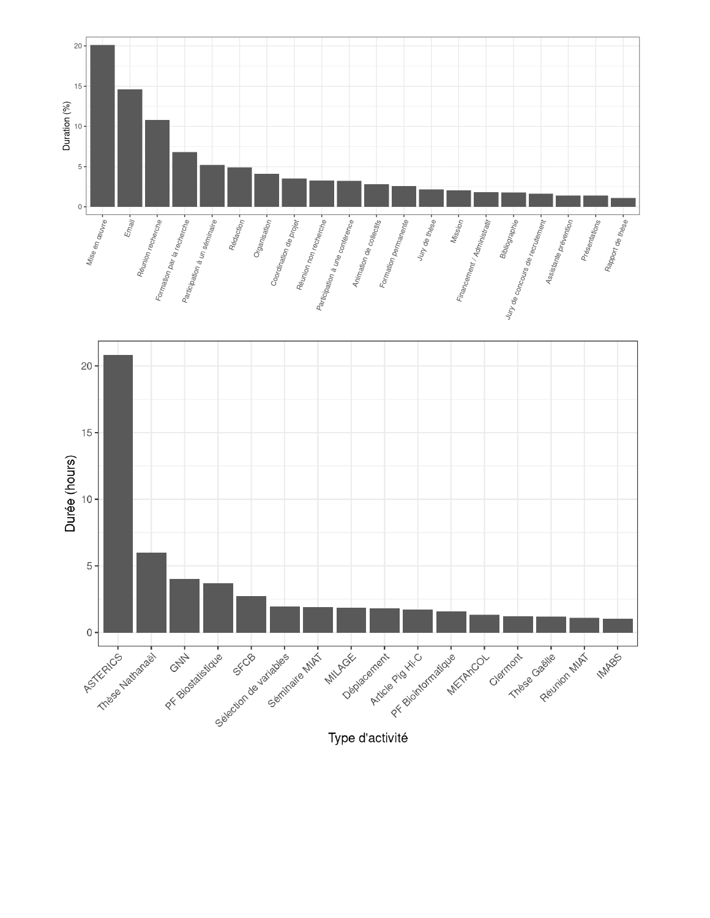Duration (%)

Mise en œuvre, Email, Réunion recherche, Formation par la recherche, Participation à un séminaire, Rédaction, Organisation, Coordination de projet, Réunion non recherche, Participation à une conférence, Animation de collectifs, Formation permanente, Jury de thèse, Mission, Financement / Administratif, Bibliographie, Jury de concours de recrutement, Assistante prévention, Présentations, Rapport de thèse

Durée (hours)

ASTERICS, Thèse Nathanaël, GNN, PF Biostatistique, SFCB, Sélection de variables, Séminaire MIAT, MILAGE, Déplacement, Article Pig Hi-C, PF Bioinformatique, METAhCOL, Clermont, Thèse Gaëlle, Réunion MIAT, IMABS

Type d'activité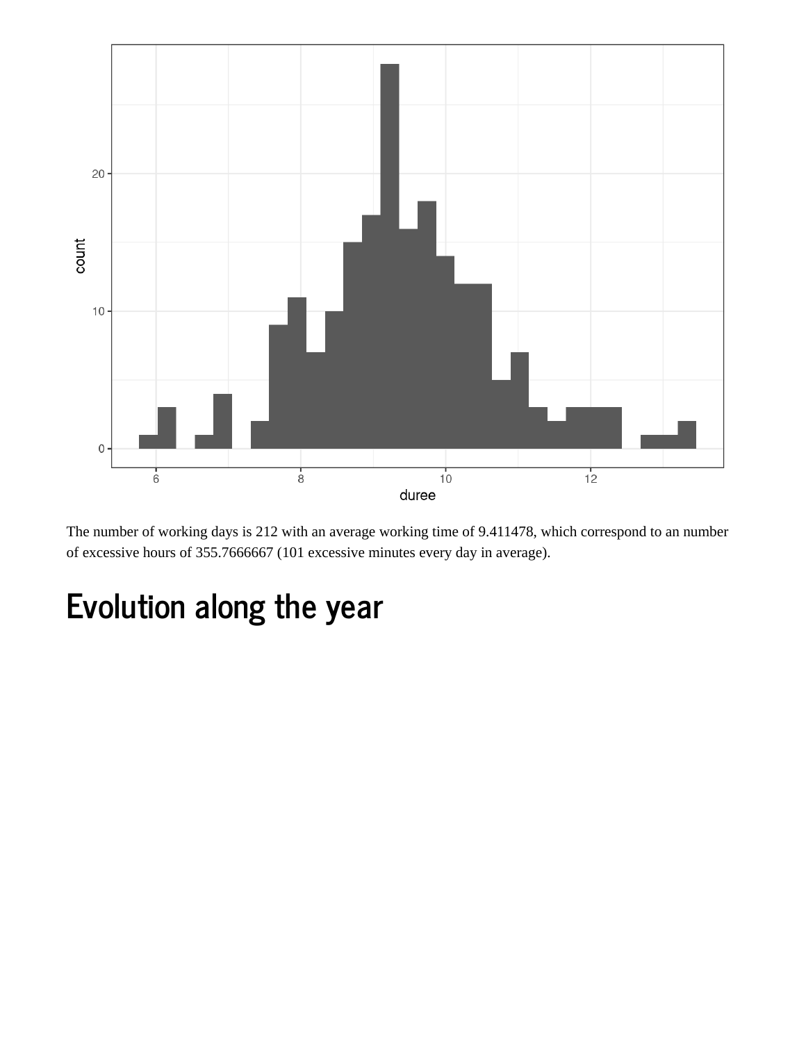The number of working days is 212 with an average working time of 9.411478, which correspond to an number of excessive hours of 355.7666667 (101 excessive minutes every day in average).

# Evolution along the year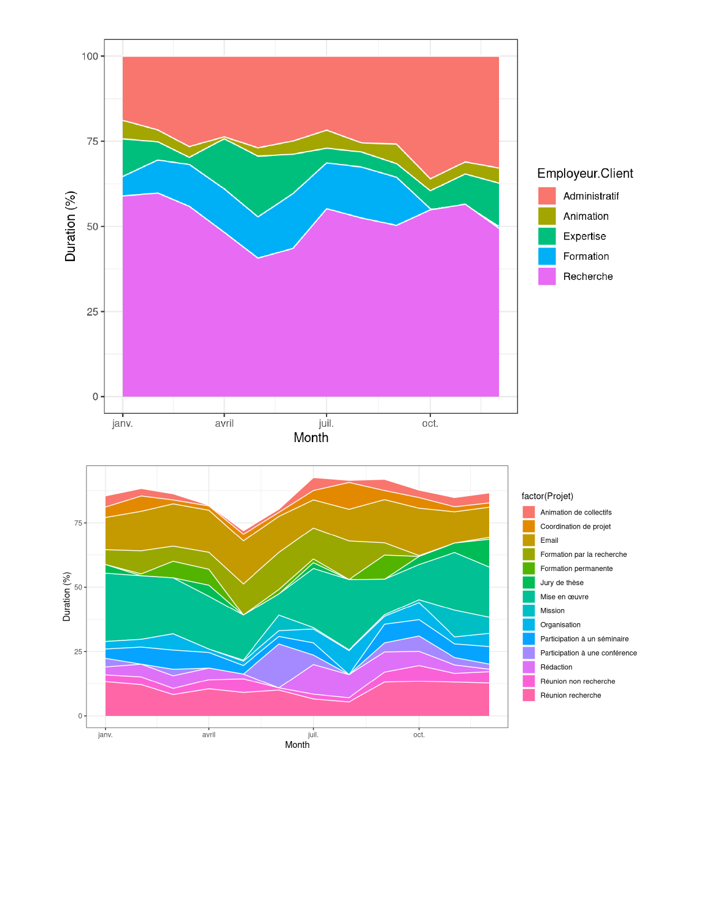Duration (%)

100

75

50

25

0

janv. avril juil. oct.

Month

Employeur.Client

- Administratif
- Animation
- Expertise
- Formation
- Recherche

Duration (%)

75

50

25

0

janv. avril juil. oct.

Month

factor(Projet)

- Animation de collectifs
- Coordination de projet
- Email
- Formation par la recherche
- Formation permanente
- Jury de thèse
- Mise en œuvre
- Mission
- Organisation
- Participation à un séminaire
- Participation à une conférence
- Rédaction
- Réunion non recherche
- Réunion recherche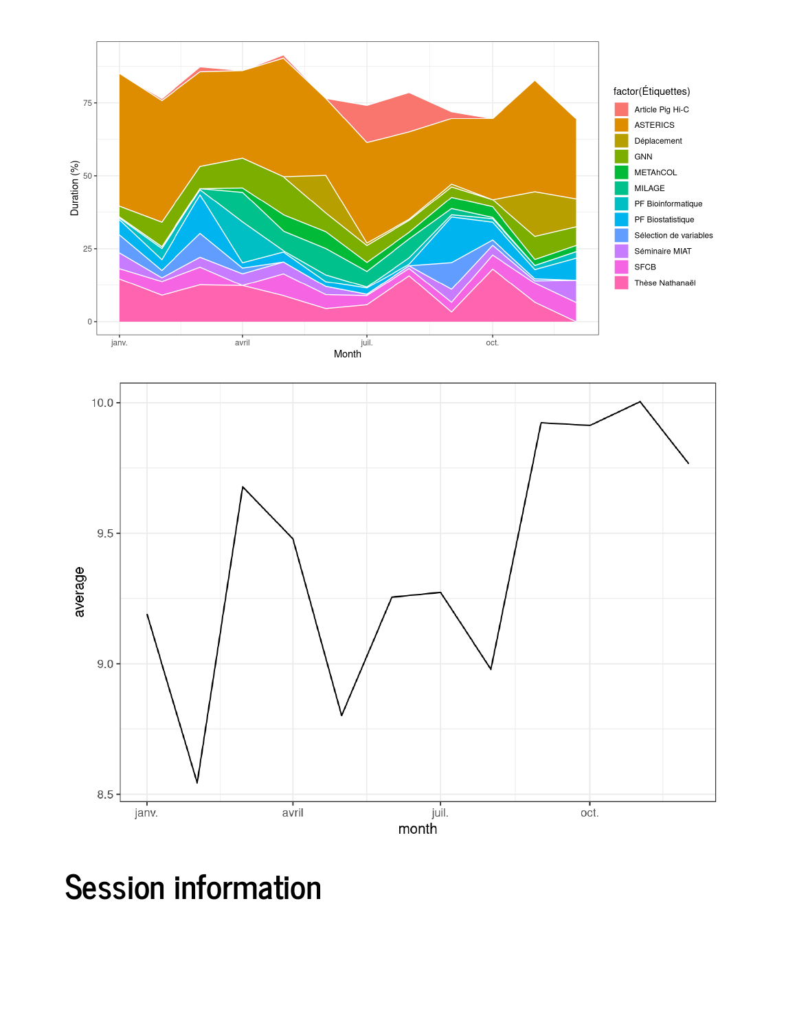# Session information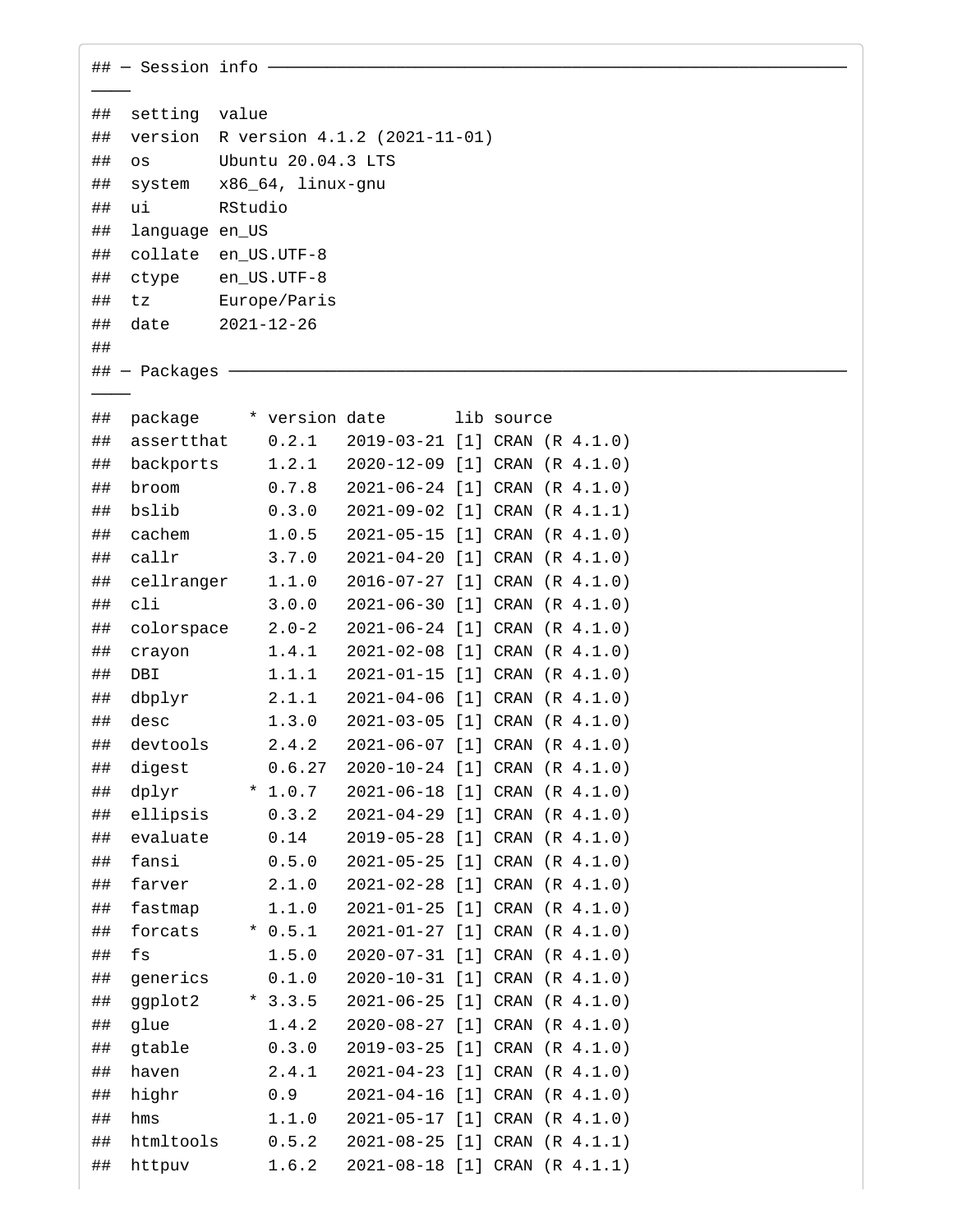```
## ─ Session info ──────────────────────────────────────────────────────────
────
##  setting  value
##  version  R version 4.1.2 (2021-11-01)
##  os       Ubuntu 20.04.3 LTS
##  system   x86_64, linux-gnu
##  ui       RStudio
##  language en_US
##  collate  en_US.UTF-8
##  ctype    en_US.UTF-8
##  tz       Europe/Paris
##  date     2021-12-26
##
## ─ Packages ──────────────────────────────────────────────────────────────
────
##  package     * version date       lib source
##  assertthat    0.2.1   2019-03-21 [1] CRAN (R 4.1.0)
##  backports     1.2.1   2020-12-09 [1] CRAN (R 4.1.0)
##  broom         0.7.8   2021-06-24 [1] CRAN (R 4.1.0)
##  bslib         0.3.0   2021-09-02 [1] CRAN (R 4.1.1)
##  cachem        1.0.5   2021-05-15 [1] CRAN (R 4.1.0)
##  callr         3.7.0   2021-04-20 [1] CRAN (R 4.1.0)
##  cellranger    1.1.0   2016-07-27 [1] CRAN (R 4.1.0)
##  cli           3.0.0   2021-06-30 [1] CRAN (R 4.1.0)
##  colorspace    2.0-2   2021-06-24 [1] CRAN (R 4.1.0)
##  crayon        1.4.1   2021-02-08 [1] CRAN (R 4.1.0)
##  DBI           1.1.1   2021-01-15 [1] CRAN (R 4.1.0)
##  dbplyr        2.1.1   2021-04-06 [1] CRAN (R 4.1.0)
##  desc          1.3.0   2021-03-05 [1] CRAN (R 4.1.0)
##  devtools      2.4.2   2021-06-07 [1] CRAN (R 4.1.0)
##  digest        0.6.27  2020-10-24 [1] CRAN (R 4.1.0)
##  dplyr       * 1.0.7   2021-06-18 [1] CRAN (R 4.1.0)
##  ellipsis      0.3.2   2021-04-29 [1] CRAN (R 4.1.0)
##  evaluate      0.14    2019-05-28 [1] CRAN (R 4.1.0)
##  fansi         0.5.0   2021-05-25 [1] CRAN (R 4.1.0)
##  farver        2.1.0   2021-02-28 [1] CRAN (R 4.1.0)
##  fastmap       1.1.0   2021-01-25 [1] CRAN (R 4.1.0)
##  forcats     * 0.5.1   2021-01-27 [1] CRAN (R 4.1.0)
##  fs            1.5.0   2020-07-31 [1] CRAN (R 4.1.0)
##  generics      0.1.0   2020-10-31 [1] CRAN (R 4.1.0)
##  ggplot2     * 3.3.5   2021-06-25 [1] CRAN (R 4.1.0)
##  glue          1.4.2   2020-08-27 [1] CRAN (R 4.1.0)
##  gtable        0.3.0   2019-03-25 [1] CRAN (R 4.1.0)
##  haven         2.4.1   2021-04-23 [1] CRAN (R 4.1.0)
##  highr         0.9     2021-04-16 [1] CRAN (R 4.1.0)
##  hms           1.1.0   2021-05-17 [1] CRAN (R 4.1.0)
##  htmltools     0.5.2   2021-08-25 [1] CRAN (R 4.1.1)
##  httpuv        1.6.2   2021-08-18 [1] CRAN (R 4.1.1)
```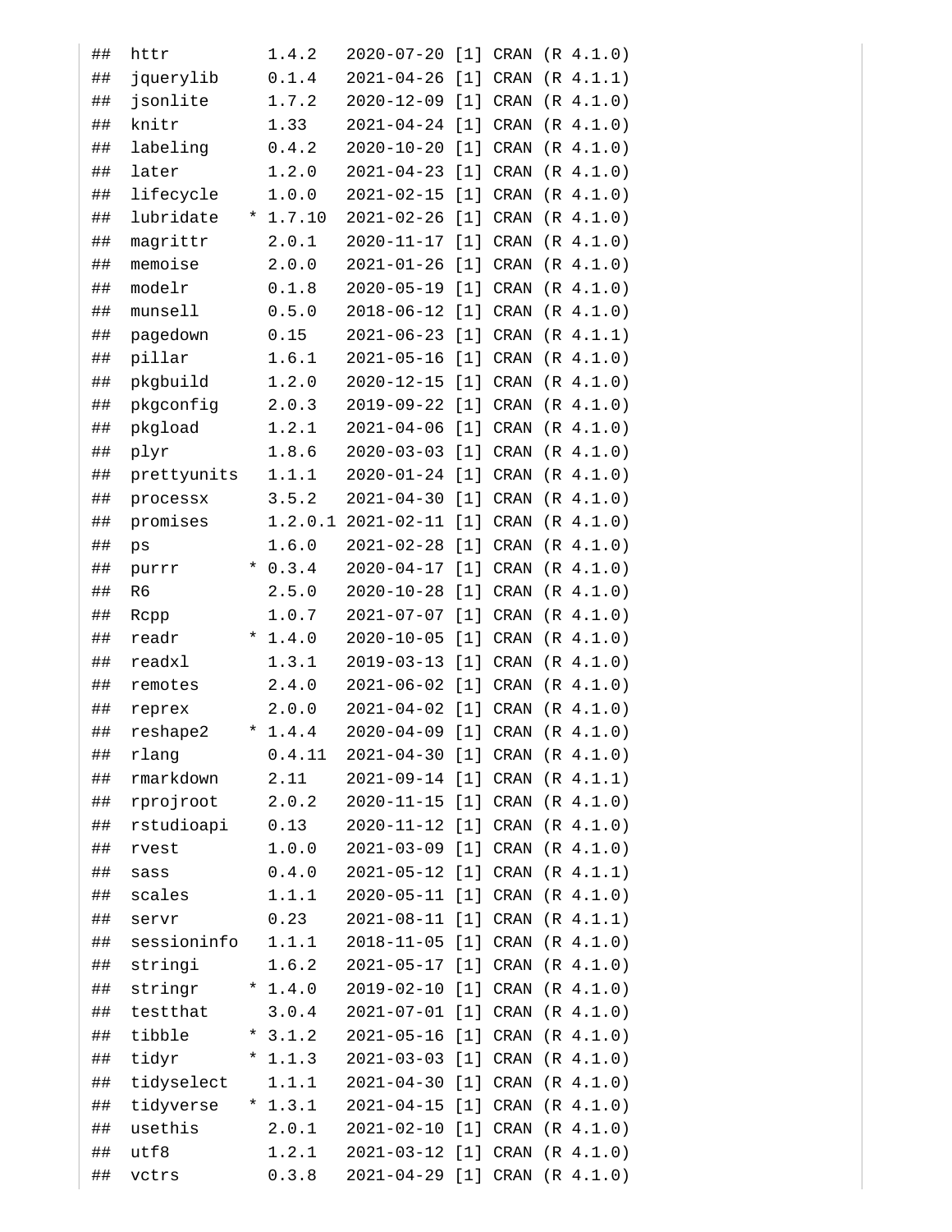```
##  httr          1.4.2   2020-07-20 [1] CRAN (R 4.1.0)
##  jquerylib     0.1.4   2021-04-26 [1] CRAN (R 4.1.1)
##  jsonlite      1.7.2   2020-12-09 [1] CRAN (R 4.1.0)
##  knitr         1.33    2021-04-24 [1] CRAN (R 4.1.0)
##  labeling      0.4.2   2020-10-20 [1] CRAN (R 4.1.0)
##  later         1.2.0   2021-04-23 [1] CRAN (R 4.1.0)
##  lifecycle     1.0.0   2021-02-15 [1] CRAN (R 4.1.0)
##  lubridate   * 1.7.10  2021-02-26 [1] CRAN (R 4.1.0)
##  magrittr      2.0.1   2020-11-17 [1] CRAN (R 4.1.0)
##  memoise       2.0.0   2021-01-26 [1] CRAN (R 4.1.0)
##  modelr        0.1.8   2020-05-19 [1] CRAN (R 4.1.0)
##  munsell       0.5.0   2018-06-12 [1] CRAN (R 4.1.0)
##  pagedown      0.15    2021-06-23 [1] CRAN (R 4.1.1)
##  pillar        1.6.1   2021-05-16 [1] CRAN (R 4.1.0)
##  pkgbuild      1.2.0   2020-12-15 [1] CRAN (R 4.1.0)
##  pkgconfig     2.0.3   2019-09-22 [1] CRAN (R 4.1.0)
##  pkgload       1.2.1   2021-04-06 [1] CRAN (R 4.1.0)
##  plyr          1.8.6   2020-03-03 [1] CRAN (R 4.1.0)
##  prettyunits   1.1.1   2020-01-24 [1] CRAN (R 4.1.0)
##  processx      3.5.2   2021-04-30 [1] CRAN (R 4.1.0)
##  promises      1.2.0.1 2021-02-11 [1] CRAN (R 4.1.0)
##  ps            1.6.0   2021-02-28 [1] CRAN (R 4.1.0)
##  purrr       * 0.3.4   2020-04-17 [1] CRAN (R 4.1.0)
##  R6            2.5.0   2020-10-28 [1] CRAN (R 4.1.0)
##  Rcpp          1.0.7   2021-07-07 [1] CRAN (R 4.1.0)
##  readr       * 1.4.0   2020-10-05 [1] CRAN (R 4.1.0)
##  readxl        1.3.1   2019-03-13 [1] CRAN (R 4.1.0)
##  remotes       2.4.0   2021-06-02 [1] CRAN (R 4.1.0)
##  reprex        2.0.0   2021-04-02 [1] CRAN (R 4.1.0)
##  reshape2    * 1.4.4   2020-04-09 [1] CRAN (R 4.1.0)
##  rlang         0.4.11  2021-04-30 [1] CRAN (R 4.1.0)
##  rmarkdown     2.11    2021-09-14 [1] CRAN (R 4.1.1)
##  rprojroot     2.0.2   2020-11-15 [1] CRAN (R 4.1.0)
##  rstudioapi    0.13    2020-11-12 [1] CRAN (R 4.1.0)
##  rvest         1.0.0   2021-03-09 [1] CRAN (R 4.1.0)
##  sass          0.4.0   2021-05-12 [1] CRAN (R 4.1.1)
##  scales        1.1.1   2020-05-11 [1] CRAN (R 4.1.0)
##  servr         0.23    2021-08-11 [1] CRAN (R 4.1.1)
##  sessioninfo   1.1.1   2018-11-05 [1] CRAN (R 4.1.0)
##  stringi       1.6.2   2021-05-17 [1] CRAN (R 4.1.0)
##  stringr     * 1.4.0   2019-02-10 [1] CRAN (R 4.1.0)
##  testthat      3.0.4   2021-07-01 [1] CRAN (R 4.1.0)
##  tibble      * 3.1.2   2021-05-16 [1] CRAN (R 4.1.0)
##  tidyr       * 1.1.3   2021-03-03 [1] CRAN (R 4.1.0)
##  tidyselect    1.1.1   2021-04-30 [1] CRAN (R 4.1.0)
##  tidyverse   * 1.3.1   2021-04-15 [1] CRAN (R 4.1.0)
##  usethis       2.0.1   2021-02-10 [1] CRAN (R 4.1.0)
##  utf8          1.2.1   2021-03-12 [1] CRAN (R 4.1.0)
##  vctrs         0.3.8   2021-04-29 [1] CRAN (R 4.1.0)
```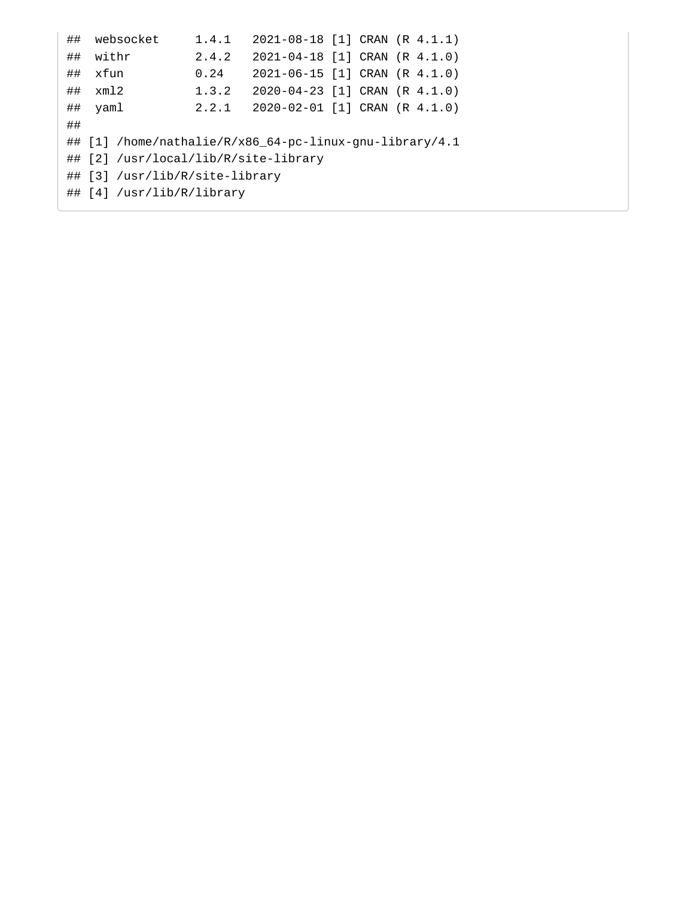```
##  websocket     1.4.1   2021-08-18 [1] CRAN (R 4.1.1)
##  withr         2.4.2   2021-04-18 [1] CRAN (R 4.1.0)
##  xfun          0.24    2021-06-15 [1] CRAN (R 4.1.0)
##  xml2          1.3.2   2020-04-23 [1] CRAN (R 4.1.0)
##  yaml          2.2.1   2020-02-01 [1] CRAN (R 4.1.0)
## 
## [1] /home/nathalie/R/x86_64-pc-linux-gnu-library/4.1
## [2] /usr/local/lib/R/site-library
## [3] /usr/lib/R/site-library
## [4] /usr/lib/R/library
```